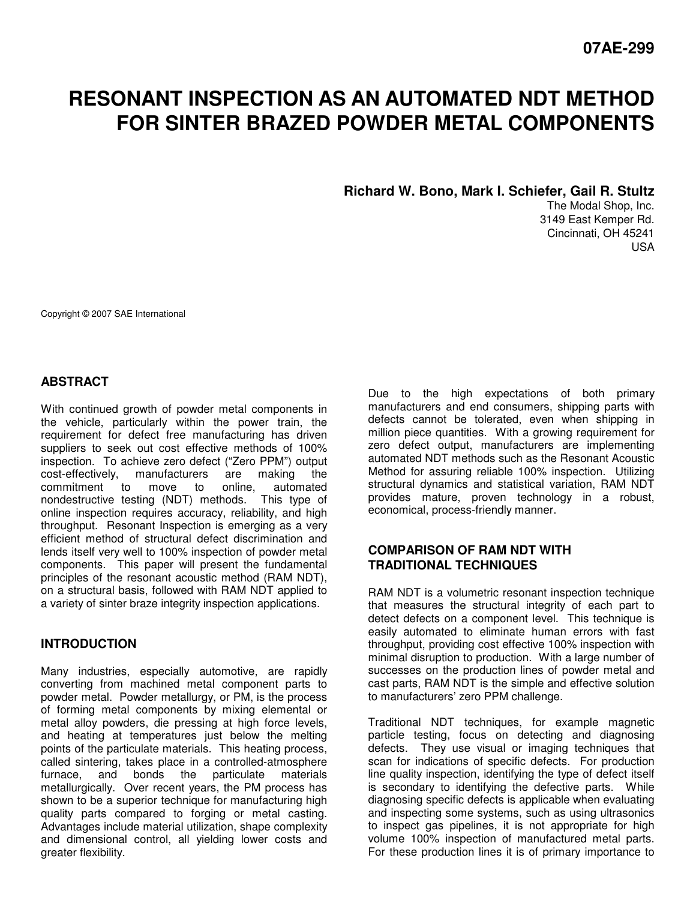07AE-299

# RESONANT INSPECTION AS AN AUTOMATED NDT METHOD FOR SINTER BRAZED POWDER METAL COMPONENTS

**Richard W. Bono, Mark I. Schiefer, Gail R. Stultz**

The Modal Shop, Inc.
3149 East Kemper Rd.
Cincinnati, OH 45241
USA

Copyright © 2007 SAE International

## ABSTRACT

With continued growth of powder metal components in the vehicle, particularly within the power train, the requirement for defect free manufacturing has driven suppliers to seek out cost effective methods of 100% inspection. To achieve zero defect ("Zero PPM") output cost-effectively, manufacturers are making the commitment to move to online, automated nondestructive testing (NDT) methods. This type of online inspection requires accuracy, reliability, and high throughput. Resonant Inspection is emerging as a very efficient method of structural defect discrimination and lends itself very well to 100% inspection of powder metal components. This paper will present the fundamental principles of the resonant acoustic method (RAM NDT), on a structural basis, followed with RAM NDT applied to a variety of sinter braze integrity inspection applications.

## INTRODUCTION

Many industries, especially automotive, are rapidly converting from machined metal component parts to powder metal. Powder metallurgy, or PM, is the process of forming metal components by mixing elemental or metal alloy powders, die pressing at high force levels, and heating at temperatures just below the melting points of the particulate materials. This heating process, called sintering, takes place in a controlled-atmosphere furnace, and bonds the particulate materials metallurgically. Over recent years, the PM process has shown to be a superior technique for manufacturing high quality parts compared to forging or metal casting. Advantages include material utilization, shape complexity and dimensional control, all yielding lower costs and greater flexibility.

Due to the high expectations of both primary manufacturers and end consumers, shipping parts with defects cannot be tolerated, even when shipping in million piece quantities. With a growing requirement for zero defect output, manufacturers are implementing automated NDT methods such as the Resonant Acoustic Method for assuring reliable 100% inspection. Utilizing structural dynamics and statistical variation, RAM NDT provides mature, proven technology in a robust, economical, process-friendly manner.

## COMPARISON OF RAM NDT WITH TRADITIONAL TECHNIQUES

RAM NDT is a volumetric resonant inspection technique that measures the structural integrity of each part to detect defects on a component level. This technique is easily automated to eliminate human errors with fast throughput, providing cost effective 100% inspection with minimal disruption to production. With a large number of successes on the production lines of powder metal and cast parts, RAM NDT is the simple and effective solution to manufacturers' zero PPM challenge.

Traditional NDT techniques, for example magnetic particle testing, focus on detecting and diagnosing defects. They use visual or imaging techniques that scan for indications of specific defects. For production line quality inspection, identifying the type of defect itself is secondary to identifying the defective parts. While diagnosing specific defects is applicable when evaluating and inspecting some systems, such as using ultrasonics to inspect gas pipelines, it is not appropriate for high volume 100% inspection of manufactured metal parts. For these production lines it is of primary importance to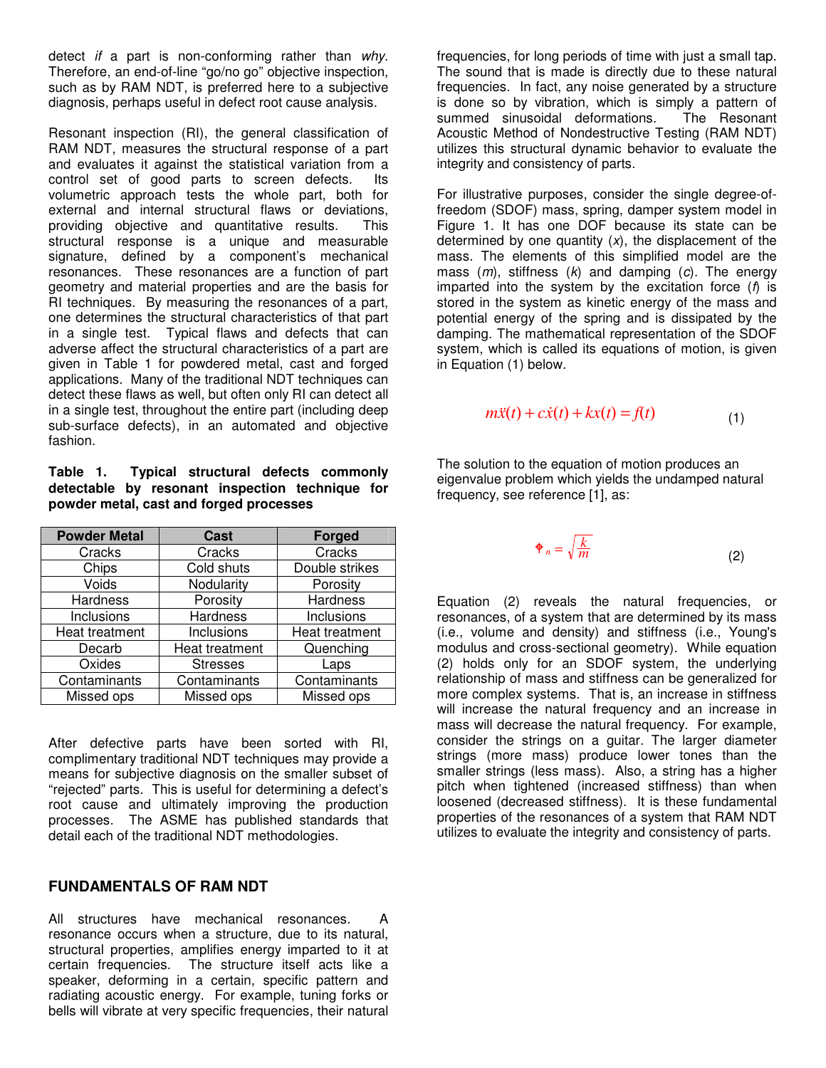detect *if* a part is non-conforming rather than *why*. Therefore, an end-of-line "go/no go" objective inspection, such as by RAM NDT, is preferred here to a subjective diagnosis, perhaps useful in defect root cause analysis.

Resonant inspection (RI), the general classification of RAM NDT, measures the structural response of a part and evaluates it against the statistical variation from a control set of good parts to screen defects. Its volumetric approach tests the whole part, both for external and internal structural flaws or deviations, providing objective and quantitative results. This structural response is a unique and measurable signature, defined by a component's mechanical resonances. These resonances are a function of part geometry and material properties and are the basis for RI techniques. By measuring the resonances of a part, one determines the structural characteristics of that part in a single test. Typical flaws and defects that can adverse affect the structural characteristics of a part are given in Table 1 for powdered metal, cast and forged applications. Many of the traditional NDT techniques can detect these flaws as well, but often only RI can detect all in a single test, throughout the entire part (including deep sub-surface defects), in an automated and objective fashion.

**Table 1. Typical structural defects commonly detectable by resonant inspection technique for powder metal, cast and forged processes**

| Powder Metal | Cast | Forged |
|---|---|---|
| Cracks | Cracks | Cracks |
| Chips | Cold shuts | Double strikes |
| Voids | Nodularity | Porosity |
| Hardness | Porosity | Hardness |
| Inclusions | Hardness | Inclusions |
| Heat treatment | Inclusions | Heat treatment |
| Decarb | Heat treatment | Quenching |
| Oxides | Stresses | Laps |
| Contaminants | Contaminants | Contaminants |
| Missed ops | Missed ops | Missed ops |

After defective parts have been sorted with RI, complimentary traditional NDT techniques may provide a means for subjective diagnosis on the smaller subset of "rejected" parts. This is useful for determining a defect's root cause and ultimately improving the production processes. The ASME has published standards that detail each of the traditional NDT methodologies.

## FUNDAMENTALS OF RAM NDT

All structures have mechanical resonances. A resonance occurs when a structure, due to its natural, structural properties, amplifies energy imparted to it at certain frequencies. The structure itself acts like a speaker, deforming in a certain, specific pattern and radiating acoustic energy. For example, tuning forks or bells will vibrate at very specific frequencies, their natural frequencies, for long periods of time with just a small tap. The sound that is made is directly due to these natural frequencies. In fact, any noise generated by a structure is done so by vibration, which is simply a pattern of summed sinusoidal deformations. The Resonant Acoustic Method of Nondestructive Testing (RAM NDT) utilizes this structural dynamic behavior to evaluate the integrity and consistency of parts.

For illustrative purposes, consider the single degree-of-freedom (SDOF) mass, spring, damper system model in Figure 1. It has one DOF because its state can be determined by one quantity ($x$), the displacement of the mass. The elements of this simplified model are the mass ($m$), stiffness ($k$) and damping ($c$). The energy imparted into the system by the excitation force ($f$) is stored in the system as kinetic energy of the mass and potential energy of the spring and is dissipated by the damping. The mathematical representation of the SDOF system, which is called its equations of motion, is given in Equation (1) below.

$$m\ddot{x}(t) + c\dot{x}(t) + kx(t) = f(t) \tag{1}$$

The solution to the equation of motion produces an eigenvalue problem which yields the undamped natural frequency, see reference [1], as:

$$\omega_n = \sqrt{\frac{k}{m}} \tag{2}$$

Equation (2) reveals the natural frequencies, or resonances, of a system that are determined by its mass (i.e., volume and density) and stiffness (i.e., Young's modulus and cross-sectional geometry). While equation (2) holds only for an SDOF system, the underlying relationship of mass and stiffness can be generalized for more complex systems. That is, an increase in stiffness will increase the natural frequency and an increase in mass will decrease the natural frequency. For example, consider the strings on a guitar. The larger diameter strings (more mass) produce lower tones than the smaller strings (less mass). Also, a string has a higher pitch when tightened (increased stiffness) than when loosened (decreased stiffness). It is these fundamental properties of the resonances of a system that RAM NDT utilizes to evaluate the integrity and consistency of parts.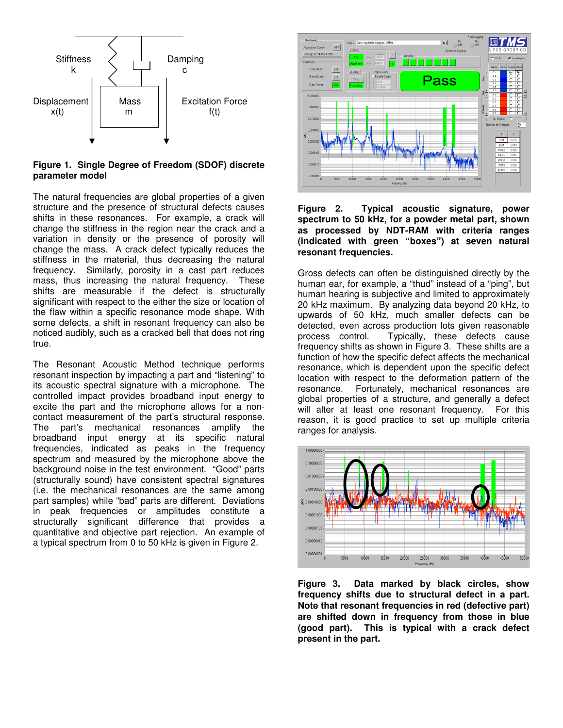**Figure 1. Single Degree of Freedom (SDOF) discrete parameter model**

The natural frequencies are global properties of a given structure and the presence of structural defects causes shifts in these resonances. For example, a crack will change the stiffness in the region near the crack and a variation in density or the presence of porosity will change the mass. A crack defect typically reduces the stiffness in the material, thus decreasing the natural frequency. Similarly, porosity in a cast part reduces mass, thus increasing the natural frequency. These shifts are measurable if the defect is structurally significant with respect to the either the size or location of the flaw within a specific resonance mode shape. With some defects, a shift in resonant frequency can also be noticed audibly, such as a cracked bell that does not ring true.

The Resonant Acoustic Method technique performs resonant inspection by impacting a part and "listening" to its acoustic spectral signature with a microphone. The controlled impact provides broadband input energy to excite the part and the microphone allows for a non-contact measurement of the part's structural response. The part's mechanical resonances amplify the broadband input energy at its specific natural frequencies, indicated as peaks in the frequency spectrum and measured by the microphone above the background noise in the test environment. "Good" parts (structurally sound) have consistent spectral signatures (i.e. the mechanical resonances are the same among part samples) while "bad" parts are different. Deviations in peak frequencies or amplitudes constitute a structurally significant difference that provides a quantitative and objective part rejection. An example of a typical spectrum from 0 to 50 kHz is given in Figure 2.

**Figure 2. Typical acoustic signature, power spectrum to 50 kHz, for a powder metal part, shown as processed by NDT-RAM with criteria ranges (indicated with green "boxes") at seven natural resonant frequencies.**

Gross defects can often be distinguished directly by the human ear, for example, a "thud" instead of a "ping", but human hearing is subjective and limited to approximately 20 kHz maximum. By analyzing data beyond 20 kHz, to upwards of 50 kHz, much smaller defects can be detected, even across production lots given reasonable process control. Typically, these defects cause frequency shifts as shown in Figure 3. These shifts are a function of how the specific defect affects the mechanical resonance, which is dependent upon the specific defect location with respect to the deformation pattern of the resonance. Fortunately, mechanical resonances are global properties of a structure, and generally a defect will alter at least one resonant frequency. For this reason, it is good practice to set up multiple criteria ranges for analysis.

**Figure 3. Data marked by black circles, show frequency shifts due to structural defect in a part. Note that resonant frequencies in red (defective part) are shifted down in frequency from those in blue (good part). This is typical with a crack defect present in the part.**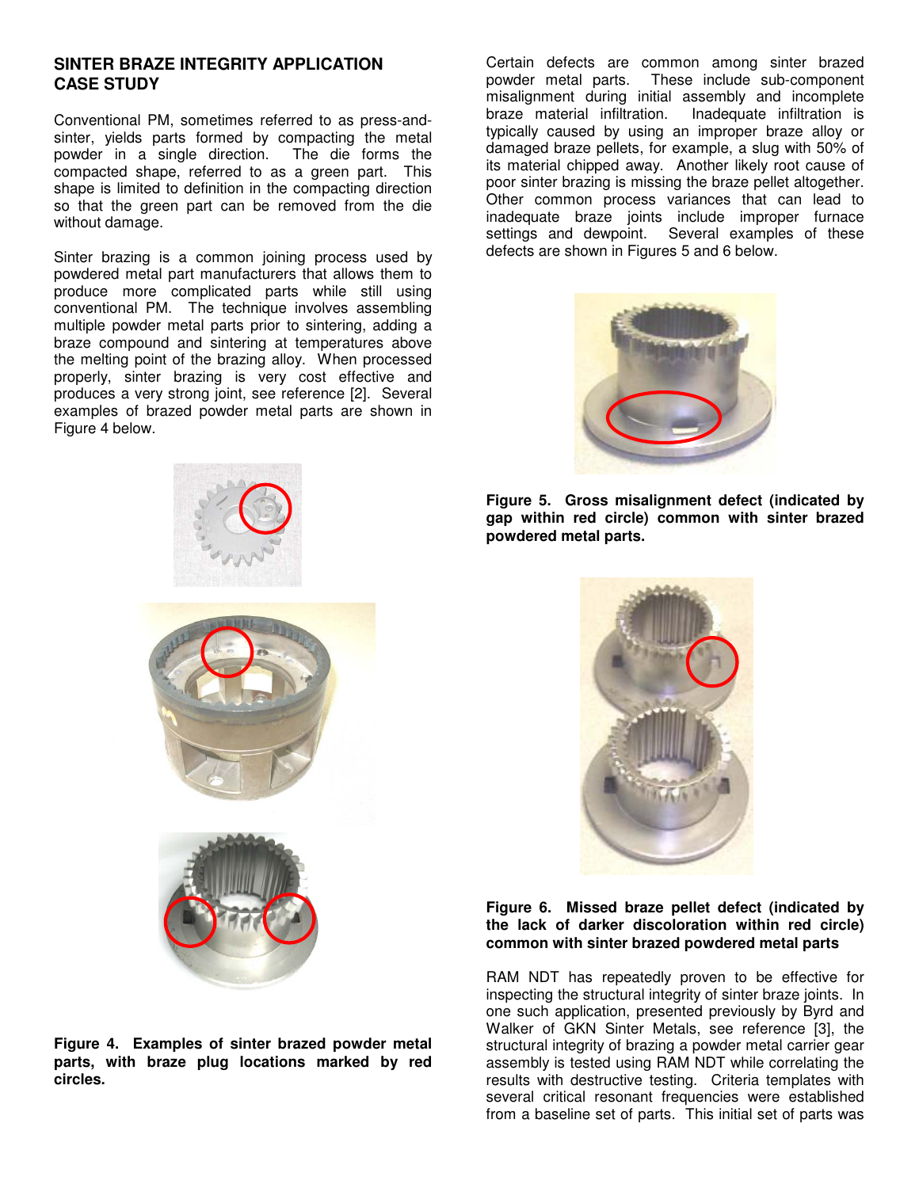## SINTER BRAZE INTEGRITY APPLICATION CASE STUDY

Conventional PM, sometimes referred to as press-and-sinter, yields parts formed by compacting the metal powder in a single direction. The die forms the compacted shape, referred to as a green part. This shape is limited to definition in the compacting direction so that the green part can be removed from the die without damage.

Sinter brazing is a common joining process used by powdered metal part manufacturers that allows them to produce more complicated parts while still using conventional PM. The technique involves assembling multiple powder metal parts prior to sintering, adding a braze compound and sintering at temperatures above the melting point of the brazing alloy. When processed properly, sinter brazing is very cost effective and produces a very strong joint, see reference [2]. Several examples of brazed powder metal parts are shown in Figure 4 below.

**Figure 4. Examples of sinter brazed powder metal parts, with braze plug locations marked by red circles.**

Certain defects are common among sinter brazed powder metal parts. These include sub-component misalignment during initial assembly and incomplete braze material infiltration. Inadequate infiltration is typically caused by using an improper braze alloy or damaged braze pellets, for example, a slug with 50% of its material chipped away. Another likely root cause of poor sinter brazing is missing the braze pellet altogether. Other common process variances that can lead to inadequate braze joints include improper furnace settings and dewpoint. Several examples of these defects are shown in Figures 5 and 6 below.

**Figure 5. Gross misalignment defect (indicated by gap within red circle) common with sinter brazed powdered metal parts.**

**Figure 6. Missed braze pellet defect (indicated by the lack of darker discoloration within red circle) common with sinter brazed powdered metal parts**

RAM NDT has repeatedly proven to be effective for inspecting the structural integrity of sinter braze joints. In one such application, presented previously by Byrd and Walker of GKN Sinter Metals, see reference [3], the structural integrity of brazing a powder metal carrier gear assembly is tested using RAM NDT while correlating the results with destructive testing. Criteria templates with several critical resonant frequencies were established from a baseline set of parts. This initial set of parts was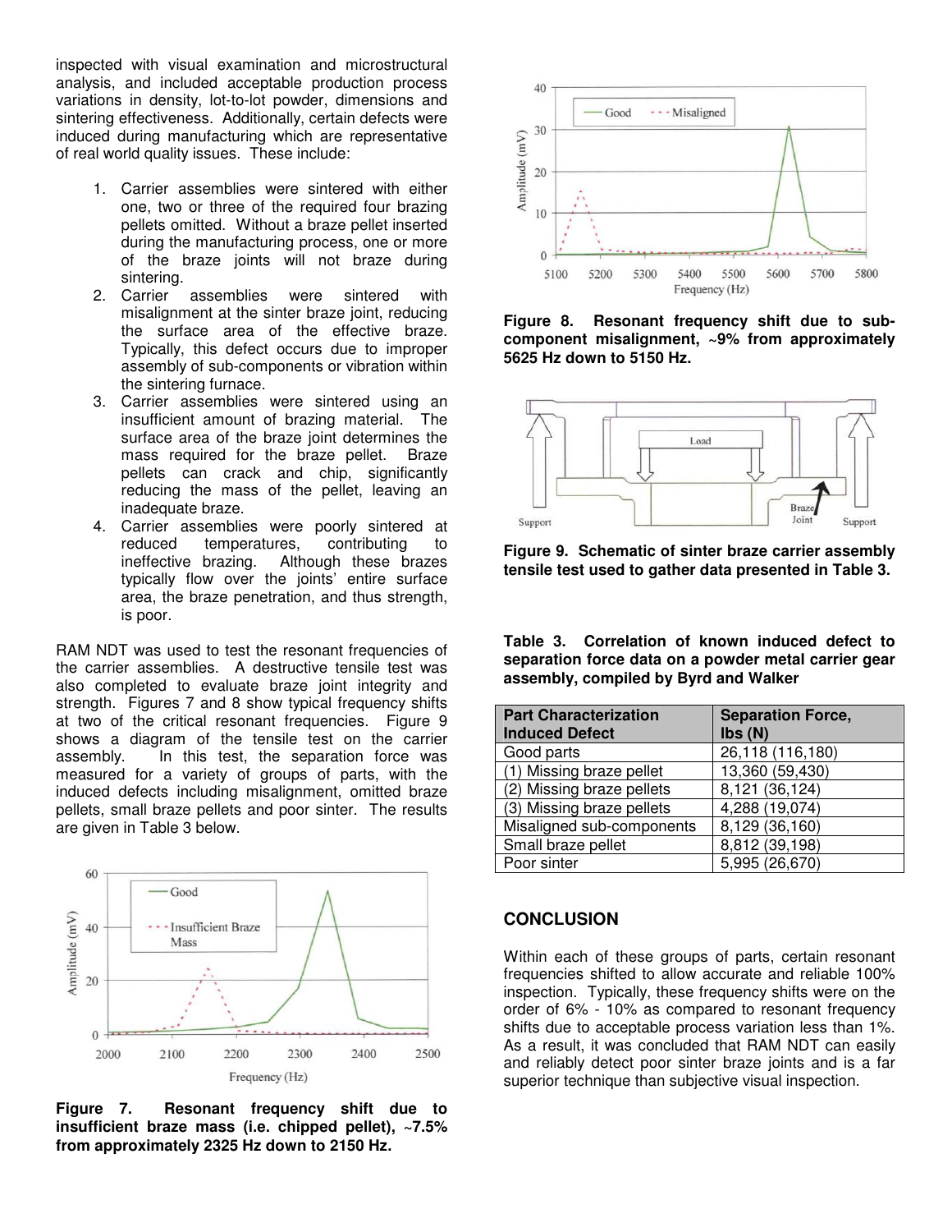inspected with visual examination and microstructural analysis, and included acceptable production process variations in density, lot-to-lot powder, dimensions and sintering effectiveness. Additionally, certain defects were induced during manufacturing which are representative of real world quality issues. These include:

1. Carrier assemblies were sintered with either one, two or three of the required four brazing pellets omitted. Without a braze pellet inserted during the manufacturing process, one or more of the braze joints will not braze during sintering.
2. Carrier assemblies were sintered with misalignment at the sinter braze joint, reducing the surface area of the effective braze. Typically, this defect occurs due to improper assembly of sub-components or vibration within the sintering furnace.
3. Carrier assemblies were sintered using an insufficient amount of brazing material. The surface area of the braze joint determines the mass required for the braze pellet. Braze pellets can crack and chip, significantly reducing the mass of the pellet, leaving an inadequate braze.
4. Carrier assemblies were poorly sintered at reduced temperatures, contributing to ineffective brazing. Although these brazes typically flow over the joints' entire surface area, the braze penetration, and thus strength, is poor.

RAM NDT was used to test the resonant frequencies of the carrier assemblies. A destructive tensile test was also completed to evaluate braze joint integrity and strength. Figures 7 and 8 show typical frequency shifts at two of the critical resonant frequencies. Figure 9 shows a diagram of the tensile test on the carrier assembly. In this test, the separation force was measured for a variety of groups of parts, with the induced defects including misalignment, omitted braze pellets, small braze pellets and poor sinter. The results are given in Table 3 below.

**Figure 7. Resonant frequency shift due to insufficient braze mass (i.e. chipped pellet), ~7.5% from approximately 2325 Hz down to 2150 Hz.**

**Figure 8. Resonant frequency shift due to sub-component misalignment, ~9% from approximately 5625 Hz down to 5150 Hz.**

**Figure 9. Schematic of sinter braze carrier assembly tensile test used to gather data presented in Table 3.**

**Table 3. Correlation of known induced defect to separation force data on a powder metal carrier gear assembly, compiled by Byrd and Walker**

| Part Characterization Induced Defect | Separation Force, lbs (N) |
|---|---|
| Good parts | 26,118 (116,180) |
| (1) Missing braze pellet | 13,360 (59,430) |
| (2) Missing braze pellets | 8,121 (36,124) |
| (3) Missing braze pellets | 4,288 (19,074) |
| Misaligned sub-components | 8,129 (36,160) |
| Small braze pellet | 8,812 (39,198) |
| Poor sinter | 5,995 (26,670) |

## CONCLUSION

Within each of these groups of parts, certain resonant frequencies shifted to allow accurate and reliable 100% inspection. Typically, these frequency shifts were on the order of 6% - 10% as compared to resonant frequency shifts due to acceptable process variation less than 1%. As a result, it was concluded that RAM NDT can easily and reliably detect poor sinter braze joints and is a far superior technique than subjective visual inspection.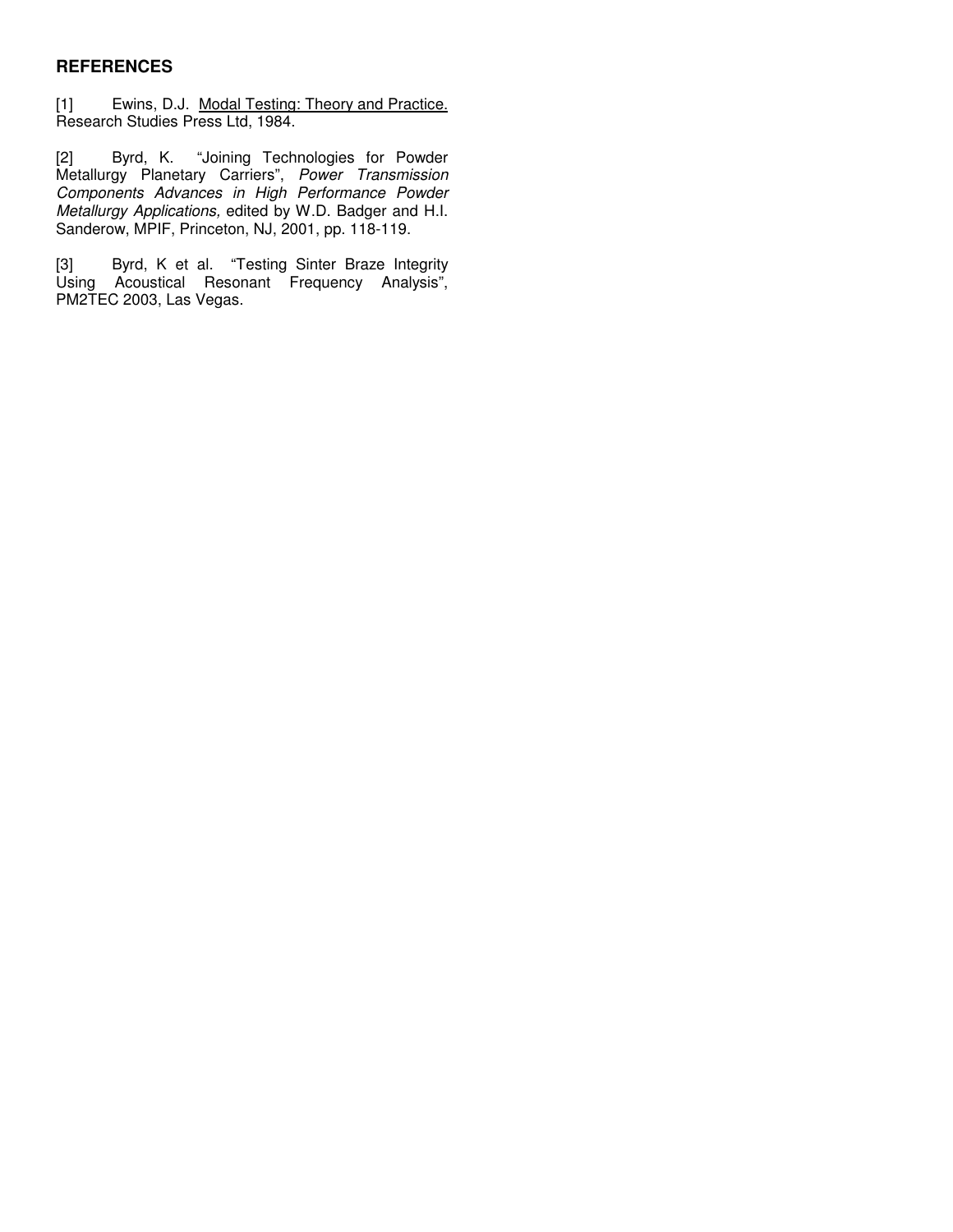## REFERENCES

[1] Ewins, D.J. Modal Testing: Theory and Practice. Research Studies Press Ltd, 1984.

[2] Byrd, K. "Joining Technologies for Powder Metallurgy Planetary Carriers", *Power Transmission Components Advances in High Performance Powder Metallurgy Applications,* edited by W.D. Badger and H.I. Sanderow, MPIF, Princeton, NJ, 2001, pp. 118-119.

[3] Byrd, K et al. "Testing Sinter Braze Integrity Using Acoustical Resonant Frequency Analysis", PM2TEC 2003, Las Vegas.